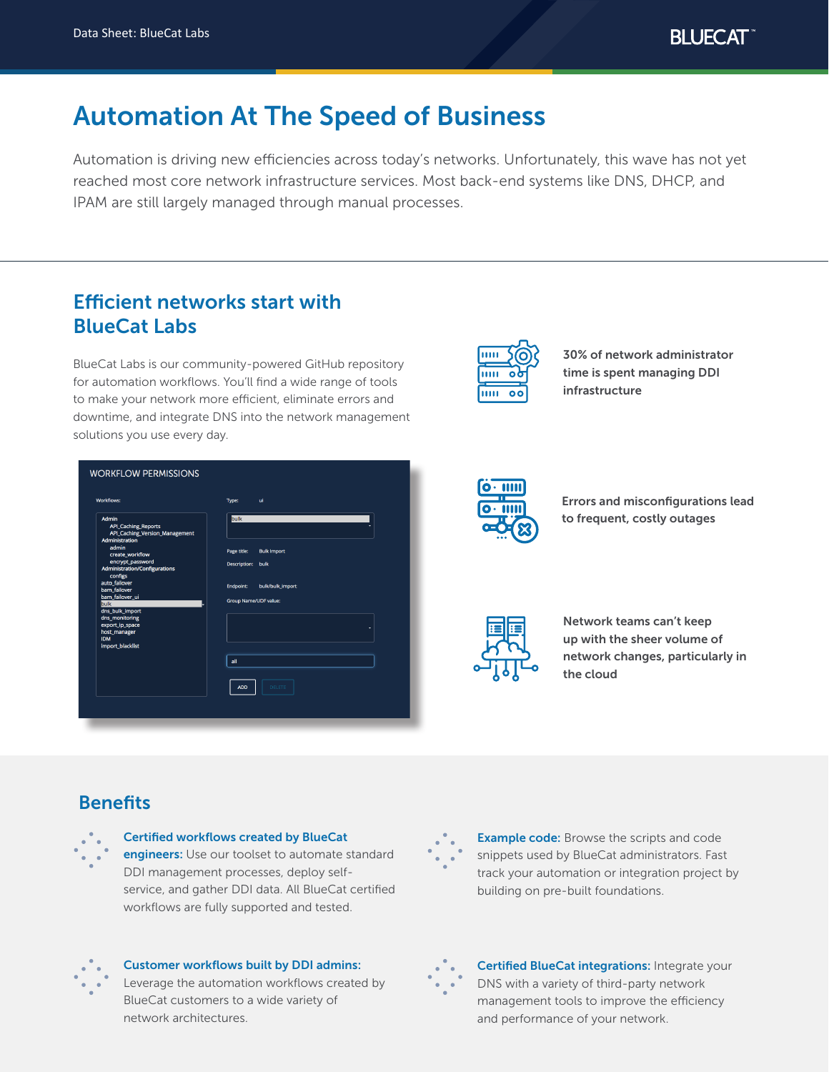# Automation At The Speed of Business

Automation is driving new efficiencies across today's networks. Unfortunately, this wave has not yet reached most core network infrastructure services. Most back-end systems like DNS, DHCP, and IPAM are still largely managed through manual processes.

## Efficient networks start with BlueCat Labs

BlueCat Labs is our community-powered GitHub repository for automation workflows. You'll find a wide range of tools to make your network more efficient, eliminate errors and downtime, and integrate DNS into the network management solutions you use every day.

**30% of network administrator time is spent managing DDI infrastructure**

**Errors and misconfigurations lead to frequent, costly outages**

**Network teams can't keep up with the sheer volume of network changes, particularly in the cloud**

## Benefits

**Certified workflows created by BlueCat engineers:** Use our toolset to automate standard DDI management processes, deploy self-service, and gather DDI data. All BlueCat certified workflows are fully supported and tested.

**Example code:** Browse the scripts and code snippets used by BlueCat administrators. Fast track your automation or integration project by building on pre-built foundations.

**Customer workflows built by DDI admins:** Leverage the automation workflows created by BlueCat customers to a wide variety of network architectures.

**Certified BlueCat integrations:** Integrate your DNS with a variety of third-party network management tools to improve the efficiency and performance of your network.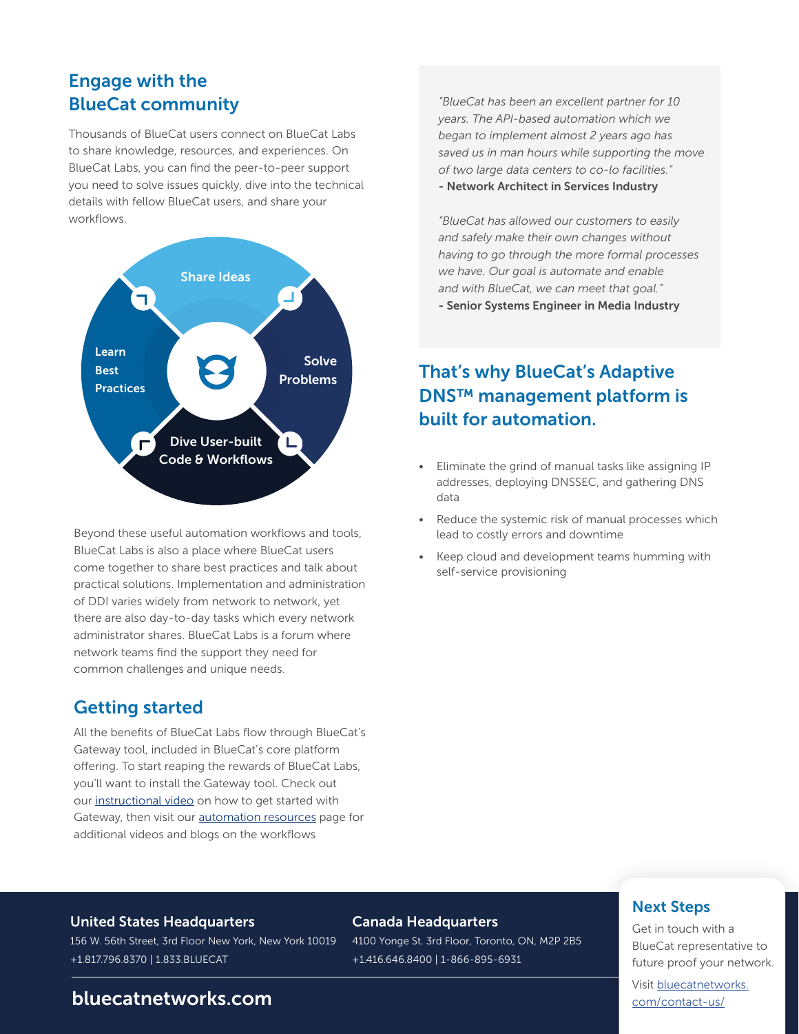## Engage with the BlueCat community

Thousands of BlueCat users connect on BlueCat Labs to share knowledge, resources, and experiences. On BlueCat Labs, you can find the peer-to-peer support you need to solve issues quickly, dive into the technical details with fellow BlueCat users, and share your workflows.

Share Ideas

Solve Problems

Dive User-built Code & Workflows

Learn Best Practices

Beyond these useful automation workflows and tools, BlueCat Labs is also a place where BlueCat users come together to share best practices and talk about practical solutions. Implementation and administration of DDI varies widely from network to network, yet there are also day-to-day tasks which every network administrator shares. BlueCat Labs is a forum where network teams find the support they need for common challenges and unique needs.

## Getting started

All the benefits of BlueCat Labs flow through BlueCat's Gateway tool, included in BlueCat's core platform offering. To start reaping the rewards of BlueCat Labs, you'll want to install the Gateway tool. Check out our instructional video on how to get started with Gateway, then visit our automation resources page for additional videos and blogs on the workflows

*"BlueCat has been an excellent partner for 10 years. The API-based automation which we began to implement almost 2 years ago has saved us in man hours while supporting the move of two large data centers to co-lo facilities."*
**- Network Architect in Services Industry**

*"BlueCat has allowed our customers to easily and safely make their own changes without having to go through the more formal processes we have. Our goal is automate and enable and with BlueCat, we can meet that goal."*
**- Senior Systems Engineer in Media Industry**

## That's why BlueCat's Adaptive DNS™ management platform is built for automation.

- Eliminate the grind of manual tasks like assigning IP addresses, deploying DNSSEC, and gathering DNS data
- Reduce the systemic risk of manual processes which lead to costly errors and downtime
- Keep cloud and development teams humming with self-service provisioning

**United States Headquarters**
156 W. 56th Street, 3rd Floor New York, New York 10019
+1.817.796.8370 | 1.833.BLUECAT

**Canada Headquarters**
4100 Yonge St. 3rd Floor, Toronto, ON, M2P 2B5
+1.416.646.8400 | 1-866-895-6931

**bluecatnetworks.com**

### Next Steps

Get in touch with a BlueCat representative to future proof your network.

Visit bluecatnetworks.com/contact-us/